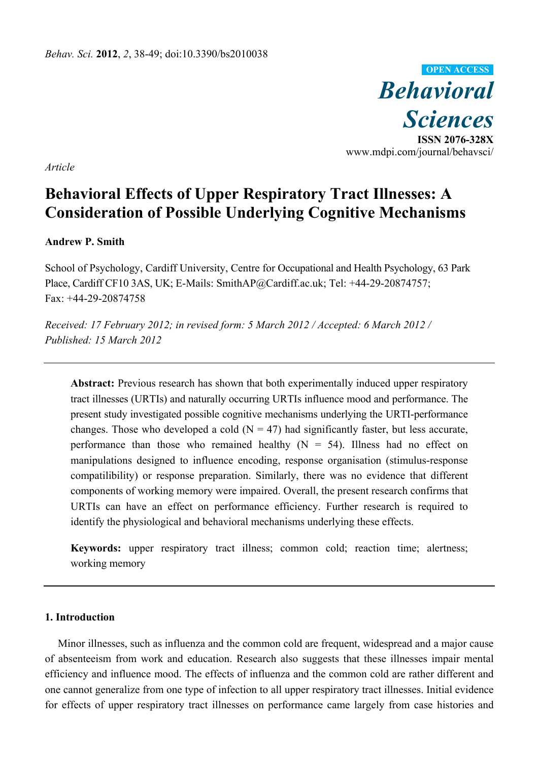*Article*

# Behavioral Effects of Upper Respiratory Tract Illnesses: A Consideration of Possible Underlying Cognitive Mechanisms

**Andrew P. Smith**

School of Psychology, Cardiff University, Centre for Occupational and Health Psychology, 63 Park Place, Cardiff CF10 3AS, UK; E-Mails: SmithAP@Cardiff.ac.uk; Tel: +44-29-20874757; Fax: +44-29-20874758

*Received: 17 February 2012; in revised form: 5 March 2012 / Accepted: 6 March 2012 / Published: 15 March 2012*

---

**Abstract:** Previous research has shown that both experimentally induced upper respiratory tract illnesses (URTIs) and naturally occurring URTIs influence mood and performance. The present study investigated possible cognitive mechanisms underlying the URTI-performance changes. Those who developed a cold (N = 47) had significantly faster, but less accurate, performance than those who remained healthy (N = 54). Illness had no effect on manipulations designed to influence encoding, response organisation (stimulus-response compatibility) or response preparation. Similarly, there was no evidence that different components of working memory were impaired. Overall, the present research confirms that URTIs can have an effect on performance efficiency. Further research is required to identify the physiological and behavioral mechanisms underlying these effects.

**Keywords:** upper respiratory tract illness; common cold; reaction time; alertness; working memory

---

## 1. Introduction

Minor illnesses, such as influenza and the common cold are frequent, widespread and a major cause of absenteeism from work and education. Research also suggests that these illnesses impair mental efficiency and influence mood. The effects of influenza and the common cold are rather different and one cannot generalize from one type of infection to all upper respiratory tract illnesses. Initial evidence for effects of upper respiratory tract illnesses on performance came largely from case histories and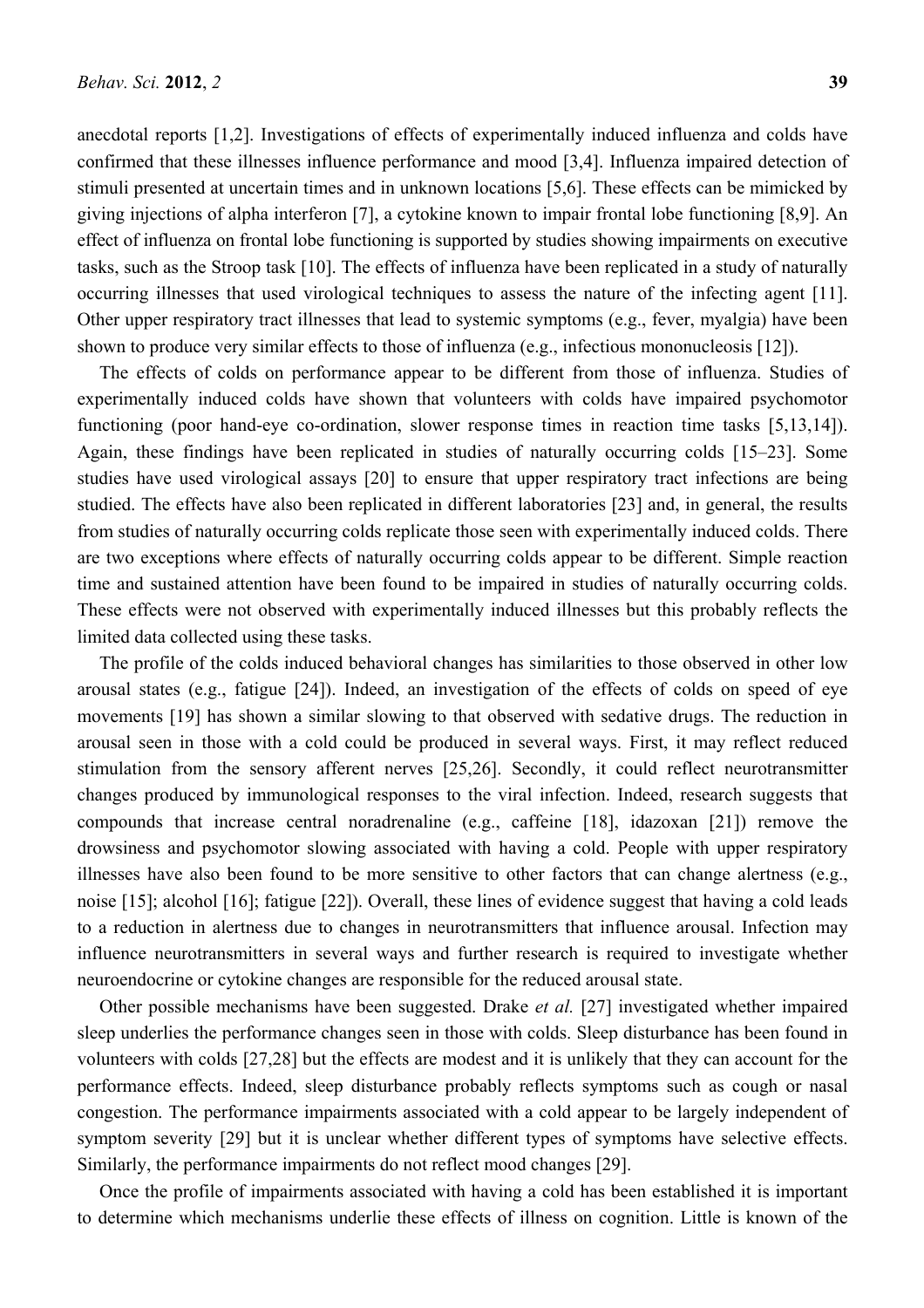anecdotal reports [1,2]. Investigations of effects of experimentally induced influenza and colds have confirmed that these illnesses influence performance and mood [3,4]. Influenza impaired detection of stimuli presented at uncertain times and in unknown locations [5,6]. These effects can be mimicked by giving injections of alpha interferon [7], a cytokine known to impair frontal lobe functioning [8,9]. An effect of influenza on frontal lobe functioning is supported by studies showing impairments on executive tasks, such as the Stroop task [10]. The effects of influenza have been replicated in a study of naturally occurring illnesses that used virological techniques to assess the nature of the infecting agent [11]. Other upper respiratory tract illnesses that lead to systemic symptoms (e.g., fever, myalgia) have been shown to produce very similar effects to those of influenza (e.g., infectious mononucleosis [12]).

The effects of colds on performance appear to be different from those of influenza. Studies of experimentally induced colds have shown that volunteers with colds have impaired psychomotor functioning (poor hand-eye co-ordination, slower response times in reaction time tasks [5,13,14]). Again, these findings have been replicated in studies of naturally occurring colds [15–23]. Some studies have used virological assays [20] to ensure that upper respiratory tract infections are being studied. The effects have also been replicated in different laboratories [23] and, in general, the results from studies of naturally occurring colds replicate those seen with experimentally induced colds. There are two exceptions where effects of naturally occurring colds appear to be different. Simple reaction time and sustained attention have been found to be impaired in studies of naturally occurring colds. These effects were not observed with experimentally induced illnesses but this probably reflects the limited data collected using these tasks.

The profile of the colds induced behavioral changes has similarities to those observed in other low arousal states (e.g., fatigue [24]). Indeed, an investigation of the effects of colds on speed of eye movements [19] has shown a similar slowing to that observed with sedative drugs. The reduction in arousal seen in those with a cold could be produced in several ways. First, it may reflect reduced stimulation from the sensory afferent nerves [25,26]. Secondly, it could reflect neurotransmitter changes produced by immunological responses to the viral infection. Indeed, research suggests that compounds that increase central noradrenaline (e.g., caffeine [18], idazoxan [21]) remove the drowsiness and psychomotor slowing associated with having a cold. People with upper respiratory illnesses have also been found to be more sensitive to other factors that can change alertness (e.g., noise [15]; alcohol [16]; fatigue [22]). Overall, these lines of evidence suggest that having a cold leads to a reduction in alertness due to changes in neurotransmitters that influence arousal. Infection may influence neurotransmitters in several ways and further research is required to investigate whether neuroendocrine or cytokine changes are responsible for the reduced arousal state.

Other possible mechanisms have been suggested. Drake *et al.* [27] investigated whether impaired sleep underlies the performance changes seen in those with colds. Sleep disturbance has been found in volunteers with colds [27,28] but the effects are modest and it is unlikely that they can account for the performance effects. Indeed, sleep disturbance probably reflects symptoms such as cough or nasal congestion. The performance impairments associated with a cold appear to be largely independent of symptom severity [29] but it is unclear whether different types of symptoms have selective effects. Similarly, the performance impairments do not reflect mood changes [29].

Once the profile of impairments associated with having a cold has been established it is important to determine which mechanisms underlie these effects of illness on cognition. Little is known of the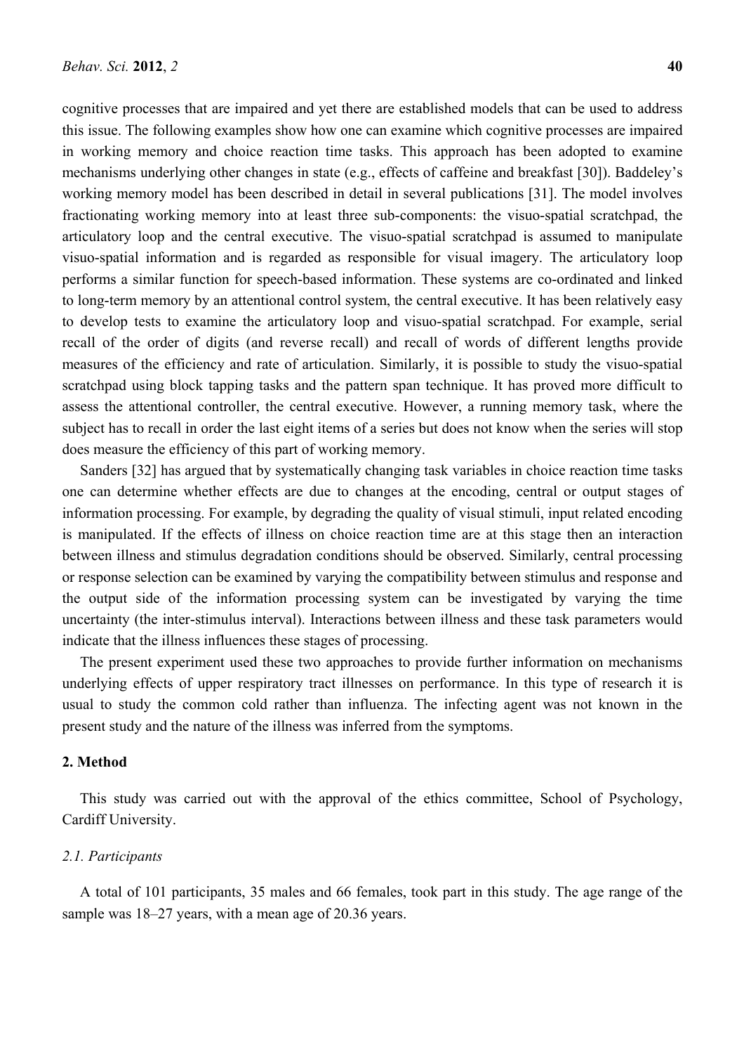cognitive processes that are impaired and yet there are established models that can be used to address this issue. The following examples show how one can examine which cognitive processes are impaired in working memory and choice reaction time tasks. This approach has been adopted to examine mechanisms underlying other changes in state (e.g., effects of caffeine and breakfast [30]). Baddeley's working memory model has been described in detail in several publications [31]. The model involves fractionating working memory into at least three sub-components: the visuo-spatial scratchpad, the articulatory loop and the central executive. The visuo-spatial scratchpad is assumed to manipulate visuo-spatial information and is regarded as responsible for visual imagery. The articulatory loop performs a similar function for speech-based information. These systems are co-ordinated and linked to long-term memory by an attentional control system, the central executive. It has been relatively easy to develop tests to examine the articulatory loop and visuo-spatial scratchpad. For example, serial recall of the order of digits (and reverse recall) and recall of words of different lengths provide measures of the efficiency and rate of articulation. Similarly, it is possible to study the visuo-spatial scratchpad using block tapping tasks and the pattern span technique. It has proved more difficult to assess the attentional controller, the central executive. However, a running memory task, where the subject has to recall in order the last eight items of a series but does not know when the series will stop does measure the efficiency of this part of working memory.

Sanders [32] has argued that by systematically changing task variables in choice reaction time tasks one can determine whether effects are due to changes at the encoding, central or output stages of information processing. For example, by degrading the quality of visual stimuli, input related encoding is manipulated. If the effects of illness on choice reaction time are at this stage then an interaction between illness and stimulus degradation conditions should be observed. Similarly, central processing or response selection can be examined by varying the compatibility between stimulus and response and the output side of the information processing system can be investigated by varying the time uncertainty (the inter-stimulus interval). Interactions between illness and these task parameters would indicate that the illness influences these stages of processing.

The present experiment used these two approaches to provide further information on mechanisms underlying effects of upper respiratory tract illnesses on performance. In this type of research it is usual to study the common cold rather than influenza. The infecting agent was not known in the present study and the nature of the illness was inferred from the symptoms.

## 2. Method

This study was carried out with the approval of the ethics committee, School of Psychology, Cardiff University.

### *2.1. Participants*

A total of 101 participants, 35 males and 66 females, took part in this study. The age range of the sample was 18–27 years, with a mean age of 20.36 years.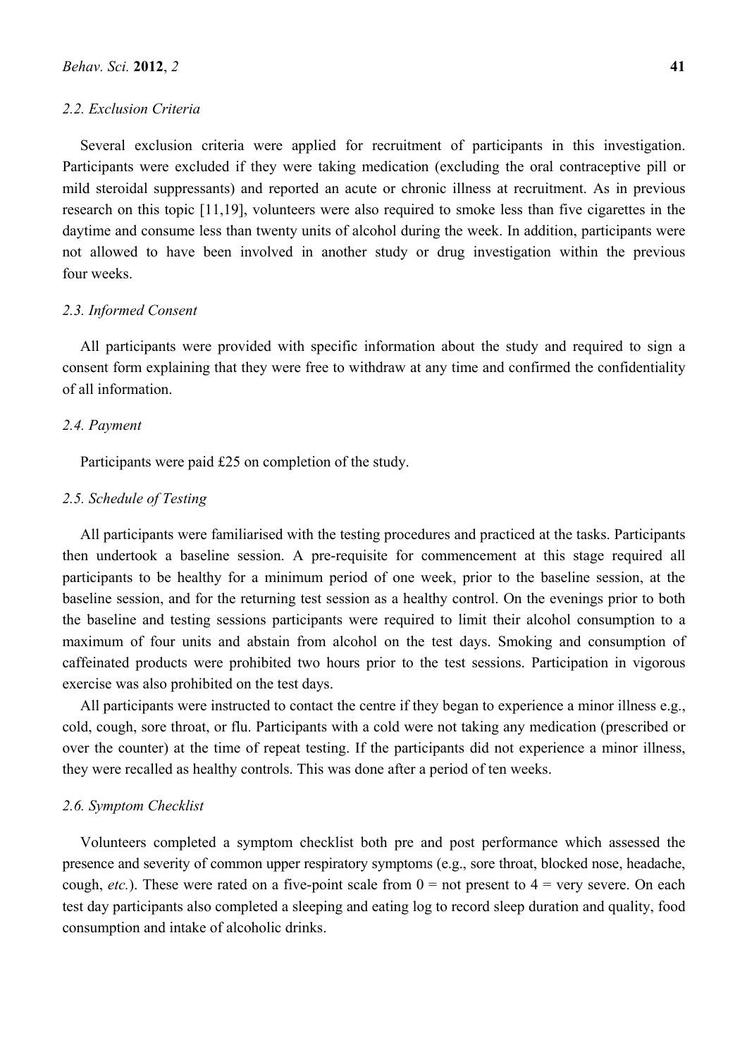### 2.2. Exclusion Criteria

Several exclusion criteria were applied for recruitment of participants in this investigation. Participants were excluded if they were taking medication (excluding the oral contraceptive pill or mild steroidal suppressants) and reported an acute or chronic illness at recruitment. As in previous research on this topic [11,19], volunteers were also required to smoke less than five cigarettes in the daytime and consume less than twenty units of alcohol during the week. In addition, participants were not allowed to have been involved in another study or drug investigation within the previous four weeks.

### 2.3. Informed Consent

All participants were provided with specific information about the study and required to sign a consent form explaining that they were free to withdraw at any time and confirmed the confidentiality of all information.

### 2.4. Payment

Participants were paid £25 on completion of the study.

### 2.5. Schedule of Testing

All participants were familiarised with the testing procedures and practiced at the tasks. Participants then undertook a baseline session. A pre-requisite for commencement at this stage required all participants to be healthy for a minimum period of one week, prior to the baseline session, at the baseline session, and for the returning test session as a healthy control. On the evenings prior to both the baseline and testing sessions participants were required to limit their alcohol consumption to a maximum of four units and abstain from alcohol on the test days. Smoking and consumption of caffeinated products were prohibited two hours prior to the test sessions. Participation in vigorous exercise was also prohibited on the test days.

All participants were instructed to contact the centre if they began to experience a minor illness e.g., cold, cough, sore throat, or flu. Participants with a cold were not taking any medication (prescribed or over the counter) at the time of repeat testing. If the participants did not experience a minor illness, they were recalled as healthy controls. This was done after a period of ten weeks.

### 2.6. Symptom Checklist

Volunteers completed a symptom checklist both pre and post performance which assessed the presence and severity of common upper respiratory symptoms (e.g., sore throat, blocked nose, headache, cough, *etc.*). These were rated on a five-point scale from 0 = not present to 4 = very severe. On each test day participants also completed a sleeping and eating log to record sleep duration and quality, food consumption and intake of alcoholic drinks.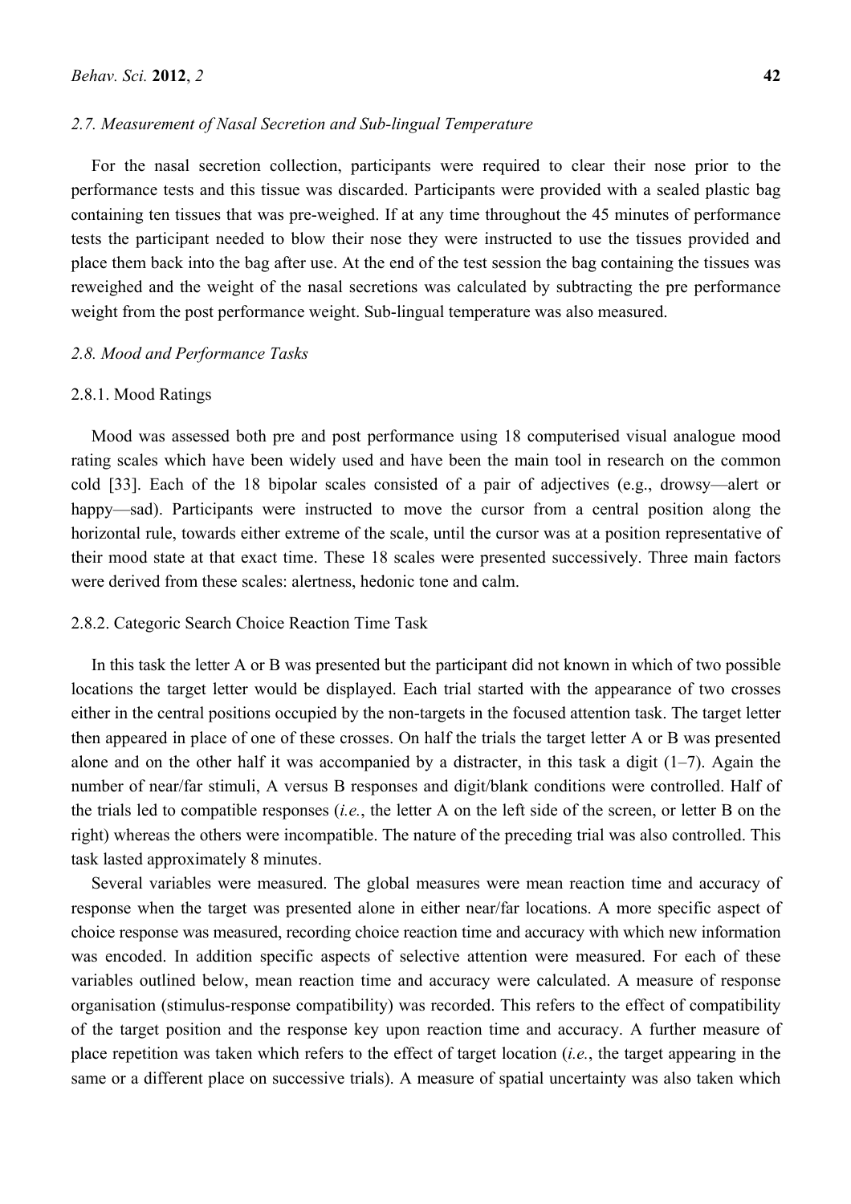### 2.7. Measurement of Nasal Secretion and Sub-lingual Temperature

For the nasal secretion collection, participants were required to clear their nose prior to the performance tests and this tissue was discarded. Participants were provided with a sealed plastic bag containing ten tissues that was pre-weighed. If at any time throughout the 45 minutes of performance tests the participant needed to blow their nose they were instructed to use the tissues provided and place them back into the bag after use. At the end of the test session the bag containing the tissues was reweighed and the weight of the nasal secretions was calculated by subtracting the pre performance weight from the post performance weight. Sub-lingual temperature was also measured.

### 2.8. Mood and Performance Tasks

#### 2.8.1. Mood Ratings

Mood was assessed both pre and post performance using 18 computerised visual analogue mood rating scales which have been widely used and have been the main tool in research on the common cold [33]. Each of the 18 bipolar scales consisted of a pair of adjectives (e.g., drowsy—alert or happy—sad). Participants were instructed to move the cursor from a central position along the horizontal rule, towards either extreme of the scale, until the cursor was at a position representative of their mood state at that exact time. These 18 scales were presented successively. Three main factors were derived from these scales: alertness, hedonic tone and calm.

#### 2.8.2. Categoric Search Choice Reaction Time Task

In this task the letter A or B was presented but the participant did not known in which of two possible locations the target letter would be displayed. Each trial started with the appearance of two crosses either in the central positions occupied by the non-targets in the focused attention task. The target letter then appeared in place of one of these crosses. On half the trials the target letter A or B was presented alone and on the other half it was accompanied by a distracter, in this task a digit (1–7). Again the number of near/far stimuli, A versus B responses and digit/blank conditions were controlled. Half of the trials led to compatible responses (*i.e.*, the letter A on the left side of the screen, or letter B on the right) whereas the others were incompatible. The nature of the preceding trial was also controlled. This task lasted approximately 8 minutes.

Several variables were measured. The global measures were mean reaction time and accuracy of response when the target was presented alone in either near/far locations. A more specific aspect of choice response was measured, recording choice reaction time and accuracy with which new information was encoded. In addition specific aspects of selective attention were measured. For each of these variables outlined below, mean reaction time and accuracy were calculated. A measure of response organisation (stimulus-response compatibility) was recorded. This refers to the effect of compatibility of the target position and the response key upon reaction time and accuracy. A further measure of place repetition was taken which refers to the effect of target location (*i.e.*, the target appearing in the same or a different place on successive trials). A measure of spatial uncertainty was also taken which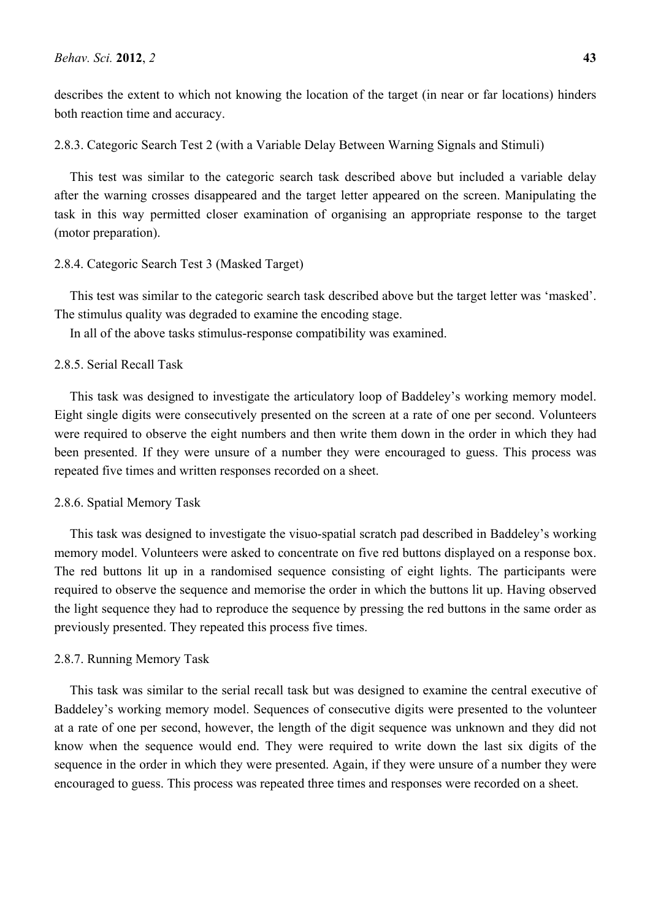describes the extent to which not knowing the location of the target (in near or far locations) hinders both reaction time and accuracy.

#### 2.8.3. Categoric Search Test 2 (with a Variable Delay Between Warning Signals and Stimuli)

This test was similar to the categoric search task described above but included a variable delay after the warning crosses disappeared and the target letter appeared on the screen. Manipulating the task in this way permitted closer examination of organising an appropriate response to the target (motor preparation).

#### 2.8.4. Categoric Search Test 3 (Masked Target)

This test was similar to the categoric search task described above but the target letter was 'masked'. The stimulus quality was degraded to examine the encoding stage.

In all of the above tasks stimulus-response compatibility was examined.

#### 2.8.5. Serial Recall Task

This task was designed to investigate the articulatory loop of Baddeley's working memory model. Eight single digits were consecutively presented on the screen at a rate of one per second. Volunteers were required to observe the eight numbers and then write them down in the order in which they had been presented. If they were unsure of a number they were encouraged to guess. This process was repeated five times and written responses recorded on a sheet.

#### 2.8.6. Spatial Memory Task

This task was designed to investigate the visuo-spatial scratch pad described in Baddeley's working memory model. Volunteers were asked to concentrate on five red buttons displayed on a response box. The red buttons lit up in a randomised sequence consisting of eight lights. The participants were required to observe the sequence and memorise the order in which the buttons lit up. Having observed the light sequence they had to reproduce the sequence by pressing the red buttons in the same order as previously presented. They repeated this process five times.

#### 2.8.7. Running Memory Task

This task was similar to the serial recall task but was designed to examine the central executive of Baddeley's working memory model. Sequences of consecutive digits were presented to the volunteer at a rate of one per second, however, the length of the digit sequence was unknown and they did not know when the sequence would end. They were required to write down the last six digits of the sequence in the order in which they were presented. Again, if they were unsure of a number they were encouraged to guess. This process was repeated three times and responses were recorded on a sheet.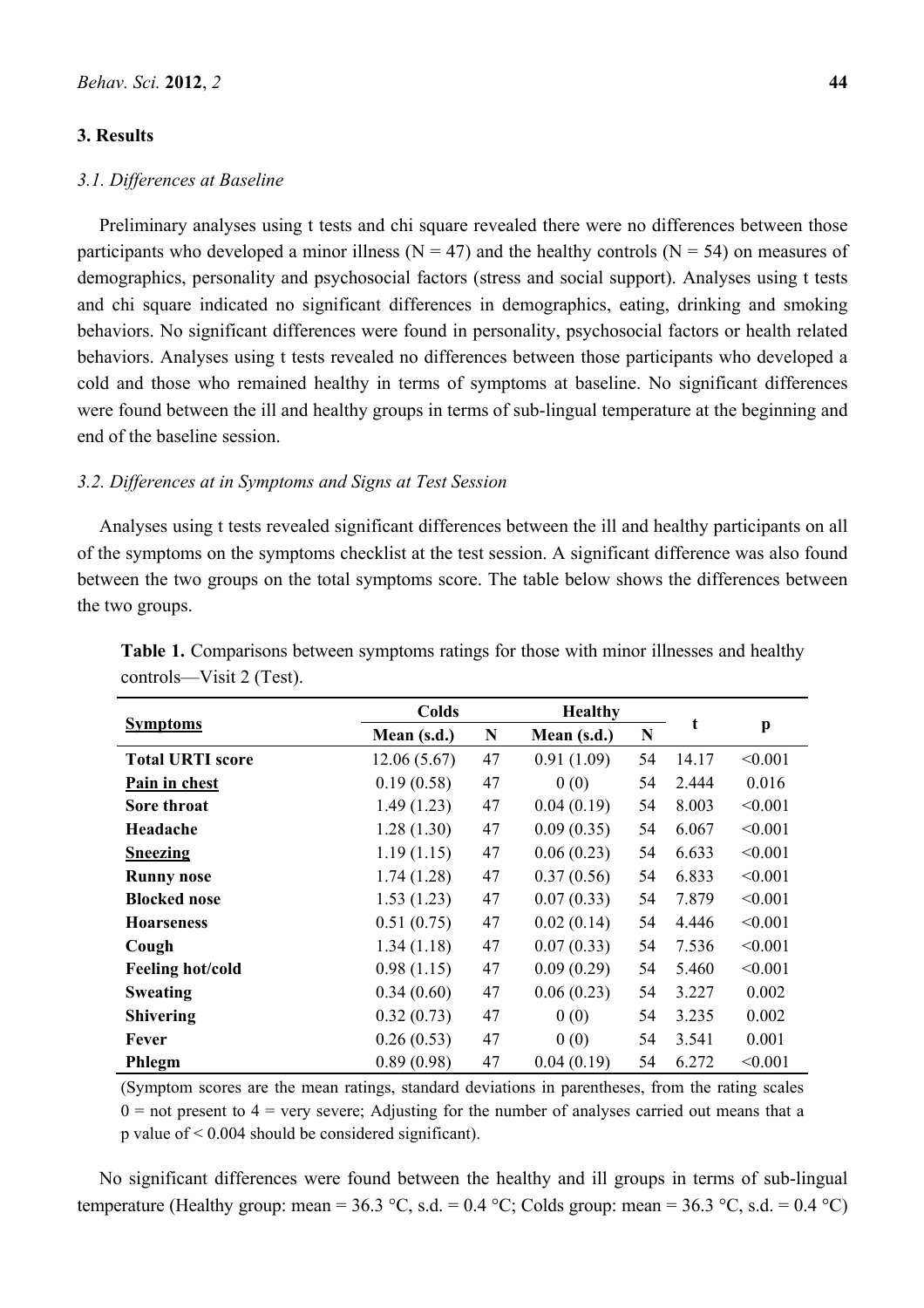## 3. Results

### *3.1. Differences at Baseline*

Preliminary analyses using t tests and chi square revealed there were no differences between those participants who developed a minor illness (N = 47) and the healthy controls (N = 54) on measures of demographics, personality and psychosocial factors (stress and social support). Analyses using t tests and chi square indicated no significant differences in demographics, eating, drinking and smoking behaviors. No significant differences were found in personality, psychosocial factors or health related behaviors. Analyses using t tests revealed no differences between those participants who developed a cold and those who remained healthy in terms of symptoms at baseline. No significant differences were found between the ill and healthy groups in terms of sub-lingual temperature at the beginning and end of the baseline session.

### *3.2. Differences at in Symptoms and Signs at Test Session*

Analyses using t tests revealed significant differences between the ill and healthy participants on all of the symptoms on the symptoms checklist at the test session. A significant difference was also found between the two groups on the total symptoms score. The table below shows the differences between the two groups.

**Table 1.** Comparisons between symptoms ratings for those with minor illnesses and healthy controls—Visit 2 (Test).

| Symptoms | Colds | | Healthy | | t | p |
|---|---|---|---|---|---|---|
| | Mean (s.d.) | N | Mean (s.d.) | N | | |
| **Total URTI score** | 12.06 (5.67) | 47 | 0.91 (1.09) | 54 | 14.17 | <0.001 |
| **Pain in chest** | 0.19 (0.58) | 47 | 0 (0) | 54 | 2.444 | 0.016 |
| **Sore throat** | 1.49 (1.23) | 47 | 0.04 (0.19) | 54 | 8.003 | <0.001 |
| **Headache** | 1.28 (1.30) | 47 | 0.09 (0.35) | 54 | 6.067 | <0.001 |
| **Sneezing** | 1.19 (1.15) | 47 | 0.06 (0.23) | 54 | 6.633 | <0.001 |
| **Runny nose** | 1.74 (1.28) | 47 | 0.37 (0.56) | 54 | 6.833 | <0.001 |
| **Blocked nose** | 1.53 (1.23) | 47 | 0.07 (0.33) | 54 | 7.879 | <0.001 |
| **Hoarseness** | 0.51 (0.75) | 47 | 0.02 (0.14) | 54 | 4.446 | <0.001 |
| **Cough** | 1.34 (1.18) | 47 | 0.07 (0.33) | 54 | 7.536 | <0.001 |
| **Feeling hot/cold** | 0.98 (1.15) | 47 | 0.09 (0.29) | 54 | 5.460 | <0.001 |
| **Sweating** | 0.34 (0.60) | 47 | 0.06 (0.23) | 54 | 3.227 | 0.002 |
| **Shivering** | 0.32 (0.73) | 47 | 0 (0) | 54 | 3.235 | 0.002 |
| **Fever** | 0.26 (0.53) | 47 | 0 (0) | 54 | 3.541 | 0.001 |
| **Phlegm** | 0.89 (0.98) | 47 | 0.04 (0.19) | 54 | 6.272 | <0.001 |

(Symptom scores are the mean ratings, standard deviations in parentheses, from the rating scales 0 = not present to 4 = very severe; Adjusting for the number of analyses carried out means that a p value of < 0.004 should be considered significant).

No significant differences were found between the healthy and ill groups in terms of sub-lingual temperature (Healthy group: mean = 36.3 °C, s.d. = 0.4 °C; Colds group: mean = 36.3 °C, s.d. = 0.4 °C)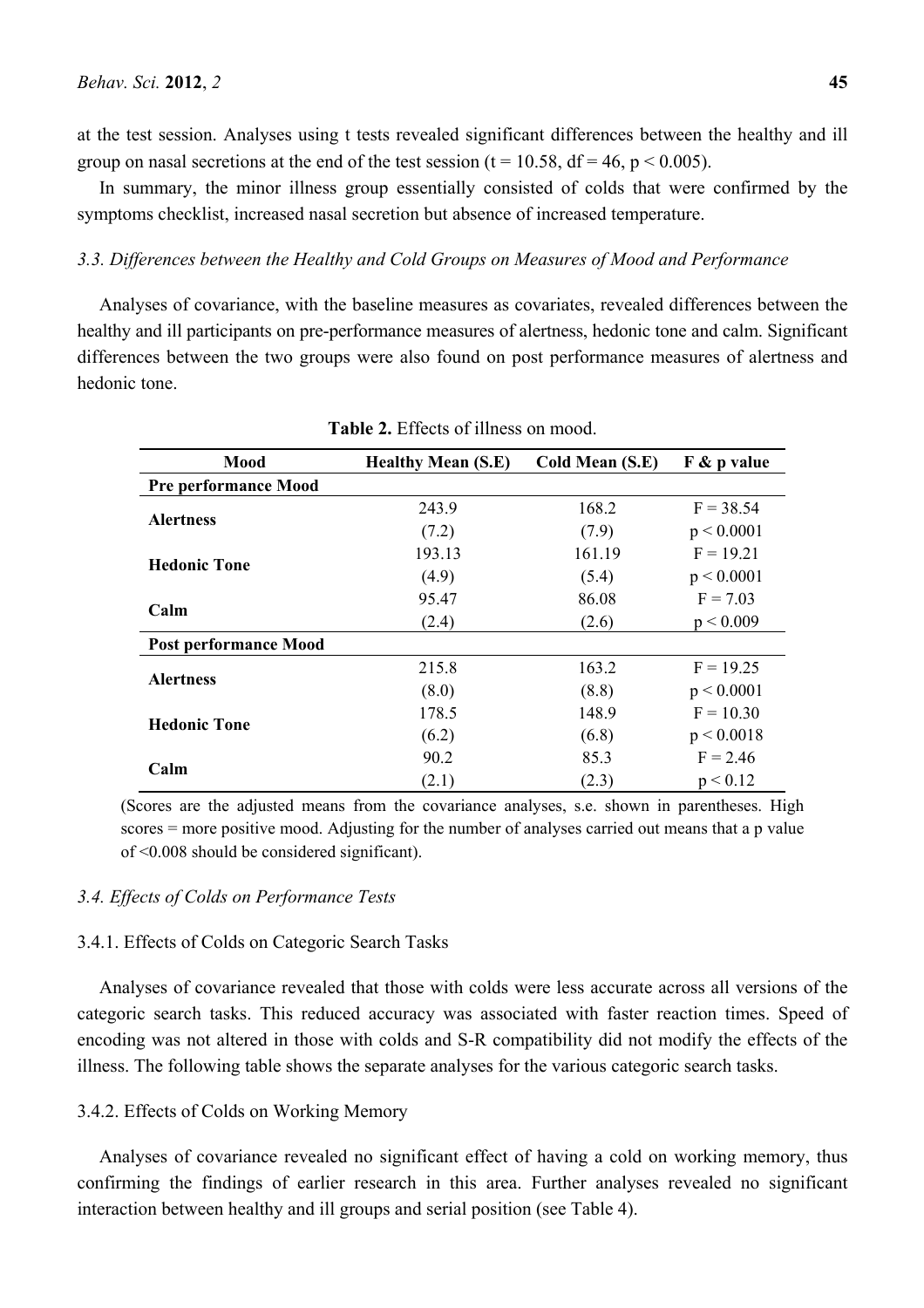at the test session. Analyses using t tests revealed significant differences between the healthy and ill group on nasal secretions at the end of the test session ($t = 10.58$, $df = 46$, $p < 0.005$).

In summary, the minor illness group essentially consisted of colds that were confirmed by the symptoms checklist, increased nasal secretion but absence of increased temperature.

### *3.3. Differences between the Healthy and Cold Groups on Measures of Mood and Performance*

Analyses of covariance, with the baseline measures as covariates, revealed differences between the healthy and ill participants on pre-performance measures of alertness, hedonic tone and calm. Significant differences between the two groups were also found on post performance measures of alertness and hedonic tone.

**Table 2.** Effects of illness on mood.

| Mood | Healthy Mean (S.E) | Cold Mean (S.E) | F & p value |
|---|---|---|---|
| **Pre performance Mood** | | | |
| **Alertness** | 243.9 (7.2) | 168.2 (7.9) | $F = 38.54$ $p < 0.0001$ |
| **Hedonic Tone** | 193.13 (4.9) | 161.19 (5.4) | $F = 19.21$ $p < 0.0001$ |
| **Calm** | 95.47 (2.4) | 86.08 (2.6) | $F = 7.03$ $p < 0.009$ |
| **Post performance Mood** | | | |
| **Alertness** | 215.8 (8.0) | 163.2 (8.8) | $F = 19.25$ $p < 0.0001$ |
| **Hedonic Tone** | 178.5 (6.2) | 148.9 (6.8) | $F = 10.30$ $p < 0.0018$ |
| **Calm** | 90.2 (2.1) | 85.3 (2.3) | $F = 2.46$ $p < 0.12$ |

(Scores are the adjusted means from the covariance analyses, s.e. shown in parentheses. High scores = more positive mood. Adjusting for the number of analyses carried out means that a p value of <0.008 should be considered significant).

### *3.4. Effects of Colds on Performance Tests*

#### 3.4.1. Effects of Colds on Categoric Search Tasks

Analyses of covariance revealed that those with colds were less accurate across all versions of the categoric search tasks. This reduced accuracy was associated with faster reaction times. Speed of encoding was not altered in those with colds and S-R compatibility did not modify the effects of the illness. The following table shows the separate analyses for the various categoric search tasks.

#### 3.4.2. Effects of Colds on Working Memory

Analyses of covariance revealed no significant effect of having a cold on working memory, thus confirming the findings of earlier research in this area. Further analyses revealed no significant interaction between healthy and ill groups and serial position (see Table 4).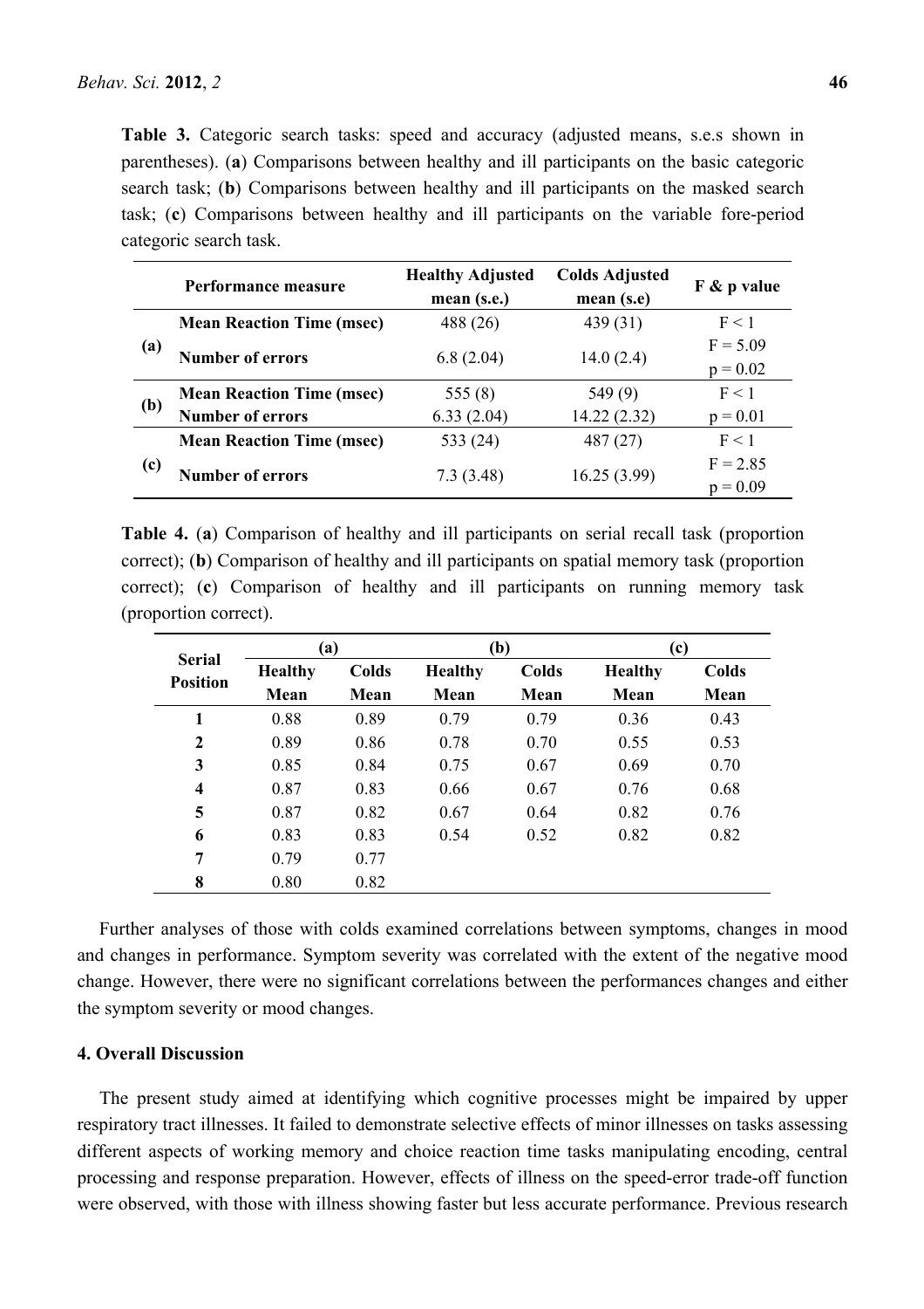**Table 3.** Categoric search tasks: speed and accuracy (adjusted means, s.e.s shown in parentheses). (**a**) Comparisons between healthy and ill participants on the basic categoric search task; (**b**) Comparisons between healthy and ill participants on the masked search task; (**c**) Comparisons between healthy and ill participants on the variable fore-period categoric search task.

| | Performance measure | Healthy Adjusted mean (s.e.) | Colds Adjusted mean (s.e) | F & p value |
|---|---|---|---|---|
| **(a)** | **Mean Reaction Time (msec)** | 488 (26) | 439 (31) | F < 1 |
| | **Number of errors** | 6.8 (2.04) | 14.0 (2.4) | F = 5.09 p = 0.02 |
| **(b)** | **Mean Reaction Time (msec)** | 555 (8) | 549 (9) | F < 1 |
| | **Number of errors** | 6.33 (2.04) | 14.22 (2.32) | p = 0.01 |
| **(c)** | **Mean Reaction Time (msec)** | 533 (24) | 487 (27) | F < 1 |
| | **Number of errors** | 7.3 (3.48) | 16.25 (3.99) | F = 2.85 p = 0.09 |

**Table 4.** (**a**) Comparison of healthy and ill participants on serial recall task (proportion correct); (**b**) Comparison of healthy and ill participants on spatial memory task (proportion correct); (**c**) Comparison of healthy and ill participants on running memory task (proportion correct).

| Serial Position | (a) | | (b) | | (c) | |
|---|---|---|---|---|---|---|
| | Healthy Mean | Colds Mean | Healthy Mean | Colds Mean | Healthy Mean | Colds Mean |
| **1** | 0.88 | 0.89 | 0.79 | 0.79 | 0.36 | 0.43 |
| **2** | 0.89 | 0.86 | 0.78 | 0.70 | 0.55 | 0.53 |
| **3** | 0.85 | 0.84 | 0.75 | 0.67 | 0.69 | 0.70 |
| **4** | 0.87 | 0.83 | 0.66 | 0.67 | 0.76 | 0.68 |
| **5** | 0.87 | 0.82 | 0.67 | 0.64 | 0.82 | 0.76 |
| **6** | 0.83 | 0.83 | 0.54 | 0.52 | 0.82 | 0.82 |
| **7** | 0.79 | 0.77 | | | | |
| **8** | 0.80 | 0.82 | | | | |

Further analyses of those with colds examined correlations between symptoms, changes in mood and changes in performance. Symptom severity was correlated with the extent of the negative mood change. However, there were no significant correlations between the performances changes and either the symptom severity or mood changes.

## 4. Overall Discussion

The present study aimed at identifying which cognitive processes might be impaired by upper respiratory tract illnesses. It failed to demonstrate selective effects of minor illnesses on tasks assessing different aspects of working memory and choice reaction time tasks manipulating encoding, central processing and response preparation. However, effects of illness on the speed-error trade-off function were observed, with those with illness showing faster but less accurate performance. Previous research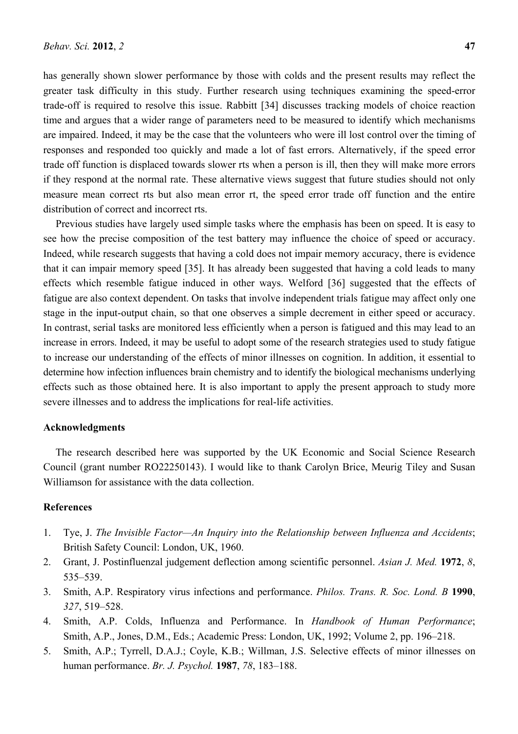has generally shown slower performance by those with colds and the present results may reflect the greater task difficulty in this study. Further research using techniques examining the speed-error trade-off is required to resolve this issue. Rabbitt [34] discusses tracking models of choice reaction time and argues that a wider range of parameters need to be measured to identify which mechanisms are impaired. Indeed, it may be the case that the volunteers who were ill lost control over the timing of responses and responded too quickly and made a lot of fast errors. Alternatively, if the speed error trade off function is displaced towards slower rts when a person is ill, then they will make more errors if they respond at the normal rate. These alternative views suggest that future studies should not only measure mean correct rts but also mean error rt, the speed error trade off function and the entire distribution of correct and incorrect rts.

Previous studies have largely used simple tasks where the emphasis has been on speed. It is easy to see how the precise composition of the test battery may influence the choice of speed or accuracy. Indeed, while research suggests that having a cold does not impair memory accuracy, there is evidence that it can impair memory speed [35]. It has already been suggested that having a cold leads to many effects which resemble fatigue induced in other ways. Welford [36] suggested that the effects of fatigue are also context dependent. On tasks that involve independent trials fatigue may affect only one stage in the input-output chain, so that one observes a simple decrement in either speed or accuracy. In contrast, serial tasks are monitored less efficiently when a person is fatigued and this may lead to an increase in errors. Indeed, it may be useful to adopt some of the research strategies used to study fatigue to increase our understanding of the effects of minor illnesses on cognition. In addition, it essential to determine how infection influences brain chemistry and to identify the biological mechanisms underlying effects such as those obtained here. It is also important to apply the present approach to study more severe illnesses and to address the implications for real-life activities.

## Acknowledgments

The research described here was supported by the UK Economic and Social Science Research Council (grant number RO22250143). I would like to thank Carolyn Brice, Meurig Tiley and Susan Williamson for assistance with the data collection.

## References

1. Tye, J. *The Invisible Factor—An Inquiry into the Relationship between Influenza and Accidents*; British Safety Council: London, UK, 1960.
2. Grant, J. Postinfluenzal judgement deflection among scientific personnel. *Asian J. Med.* **1972**, *8*, 535–539.
3. Smith, A.P. Respiratory virus infections and performance. *Philos. Trans. R. Soc. Lond. B* **1990**, *327*, 519–528.
4. Smith, A.P. Colds, Influenza and Performance. In *Handbook of Human Performance*; Smith, A.P., Jones, D.M., Eds.; Academic Press: London, UK, 1992; Volume 2, pp. 196–218.
5. Smith, A.P.; Tyrrell, D.A.J.; Coyle, K.B.; Willman, J.S. Selective effects of minor illnesses on human performance. *Br. J. Psychol.* **1987**, *78*, 183–188.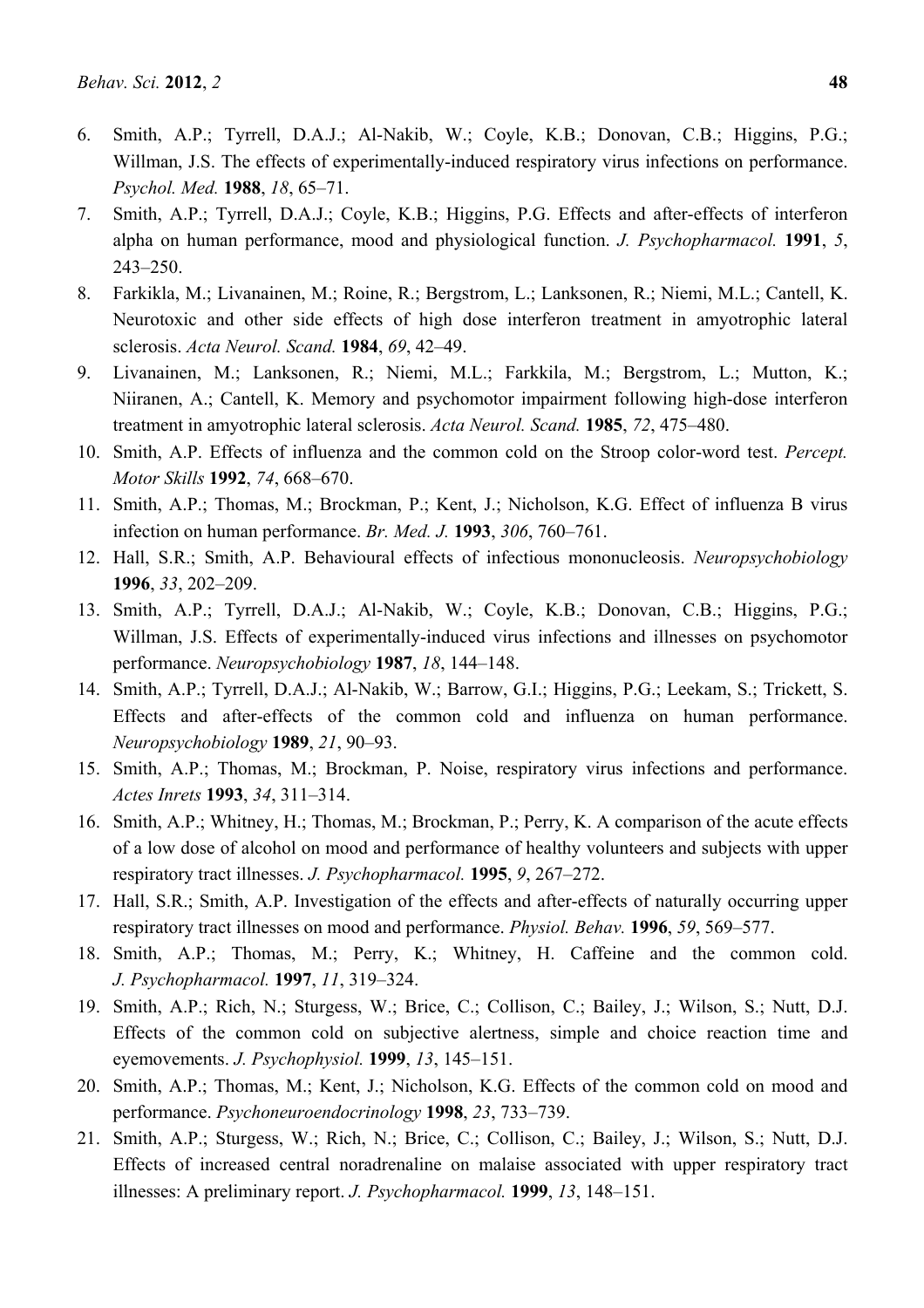6. Smith, A.P.; Tyrrell, D.A.J.; Al-Nakib, W.; Coyle, K.B.; Donovan, C.B.; Higgins, P.G.; Willman, J.S. The effects of experimentally-induced respiratory virus infections on performance. *Psychol. Med.* **1988**, *18*, 65–71.
7. Smith, A.P.; Tyrrell, D.A.J.; Coyle, K.B.; Higgins, P.G. Effects and after-effects of interferon alpha on human performance, mood and physiological function. *J. Psychopharmacol.* **1991**, *5*, 243–250.
8. Farkikla, M.; Livanainen, M.; Roine, R.; Bergstrom, L.; Lanksonen, R.; Niemi, M.L.; Cantell, K. Neurotoxic and other side effects of high dose interferon treatment in amyotrophic lateral sclerosis. *Acta Neurol. Scand.* **1984**, *69*, 42–49.
9. Livanainen, M.; Lanksonen, R.; Niemi, M.L.; Farkkila, M.; Bergstrom, L.; Mutton, K.; Niiranen, A.; Cantell, K. Memory and psychomotor impairment following high-dose interferon treatment in amyotrophic lateral sclerosis. *Acta Neurol. Scand.* **1985**, *72*, 475–480.
10. Smith, A.P. Effects of influenza and the common cold on the Stroop color-word test. *Percept. Motor Skills* **1992**, *74*, 668–670.
11. Smith, A.P.; Thomas, M.; Brockman, P.; Kent, J.; Nicholson, K.G. Effect of influenza B virus infection on human performance. *Br. Med. J.* **1993**, *306*, 760–761.
12. Hall, S.R.; Smith, A.P. Behavioural effects of infectious mononucleosis. *Neuropsychobiology* **1996**, *33*, 202–209.
13. Smith, A.P.; Tyrrell, D.A.J.; Al-Nakib, W.; Coyle, K.B.; Donovan, C.B.; Higgins, P.G.; Willman, J.S. Effects of experimentally-induced virus infections and illnesses on psychomotor performance. *Neuropsychobiology* **1987**, *18*, 144–148.
14. Smith, A.P.; Tyrrell, D.A.J.; Al-Nakib, W.; Barrow, G.I.; Higgins, P.G.; Leekam, S.; Trickett, S. Effects and after-effects of the common cold and influenza on human performance. *Neuropsychobiology* **1989**, *21*, 90–93.
15. Smith, A.P.; Thomas, M.; Brockman, P. Noise, respiratory virus infections and performance. *Actes Inrets* **1993**, *34*, 311–314.
16. Smith, A.P.; Whitney, H.; Thomas, M.; Brockman, P.; Perry, K. A comparison of the acute effects of a low dose of alcohol on mood and performance of healthy volunteers and subjects with upper respiratory tract illnesses. *J. Psychopharmacol.* **1995**, *9*, 267–272.
17. Hall, S.R.; Smith, A.P. Investigation of the effects and after-effects of naturally occurring upper respiratory tract illnesses on mood and performance. *Physiol. Behav.* **1996**, *59*, 569–577.
18. Smith, A.P.; Thomas, M.; Perry, K.; Whitney, H. Caffeine and the common cold. *J. Psychopharmacol.* **1997**, *11*, 319–324.
19. Smith, A.P.; Rich, N.; Sturgess, W.; Brice, C.; Collison, C.; Bailey, J.; Wilson, S.; Nutt, D.J. Effects of the common cold on subjective alertness, simple and choice reaction time and eyemovements. *J. Psychophysiol.* **1999**, *13*, 145–151.
20. Smith, A.P.; Thomas, M.; Kent, J.; Nicholson, K.G. Effects of the common cold on mood and performance. *Psychoneuroendocrinology* **1998**, *23*, 733–739.
21. Smith, A.P.; Sturgess, W.; Rich, N.; Brice, C.; Collison, C.; Bailey, J.; Wilson, S.; Nutt, D.J. Effects of increased central noradrenaline on malaise associated with upper respiratory tract illnesses: A preliminary report. *J. Psychopharmacol.* **1999**, *13*, 148–151.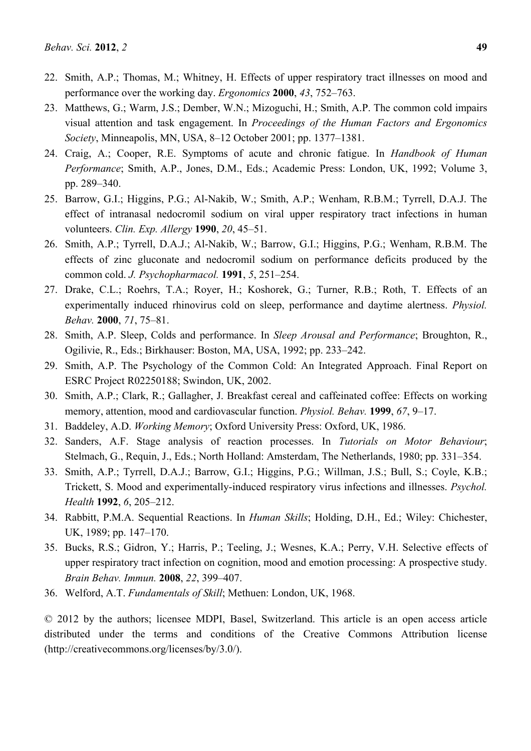22. Smith, A.P.; Thomas, M.; Whitney, H. Effects of upper respiratory tract illnesses on mood and performance over the working day. *Ergonomics* **2000**, *43*, 752–763.
23. Matthews, G.; Warm, J.S.; Dember, W.N.; Mizoguchi, H.; Smith, A.P. The common cold impairs visual attention and task engagement. In *Proceedings of the Human Factors and Ergonomics Society*, Minneapolis, MN, USA, 8–12 October 2001; pp. 1377–1381.
24. Craig, A.; Cooper, R.E. Symptoms of acute and chronic fatigue. In *Handbook of Human Performance*; Smith, A.P., Jones, D.M., Eds.; Academic Press: London, UK, 1992; Volume 3, pp. 289–340.
25. Barrow, G.I.; Higgins, P.G.; Al-Nakib, W.; Smith, A.P.; Wenham, R.B.M.; Tyrrell, D.A.J. The effect of intranasal nedocromil sodium on viral upper respiratory tract infections in human volunteers. *Clin. Exp. Allergy* **1990**, *20*, 45–51.
26. Smith, A.P.; Tyrrell, D.A.J.; Al-Nakib, W.; Barrow, G.I.; Higgins, P.G.; Wenham, R.B.M. The effects of zinc gluconate and nedocromil sodium on performance deficits produced by the common cold. *J. Psychopharmacol.* **1991**, *5*, 251–254.
27. Drake, C.L.; Roehrs, T.A.; Royer, H.; Koshorek, G.; Turner, R.B.; Roth, T. Effects of an experimentally induced rhinovirus cold on sleep, performance and daytime alertness. *Physiol. Behav.* **2000**, *71*, 75–81.
28. Smith, A.P. Sleep, Colds and performance. In *Sleep Arousal and Performance*; Broughton, R., Ogilivie, R., Eds.; Birkhauser: Boston, MA, USA, 1992; pp. 233–242.
29. Smith, A.P. The Psychology of the Common Cold: An Integrated Approach. Final Report on ESRC Project R02250188; Swindon, UK, 2002.
30. Smith, A.P.; Clark, R.; Gallagher, J. Breakfast cereal and caffeinated coffee: Effects on working memory, attention, mood and cardiovascular function. *Physiol. Behav.* **1999**, *67*, 9–17.
31. Baddeley, A.D. *Working Memory*; Oxford University Press: Oxford, UK, 1986.
32. Sanders, A.F. Stage analysis of reaction processes. In *Tutorials on Motor Behaviour*; Stelmach, G., Requin, J., Eds.; North Holland: Amsterdam, The Netherlands, 1980; pp. 331–354.
33. Smith, A.P.; Tyrrell, D.A.J.; Barrow, G.I.; Higgins, P.G.; Willman, J.S.; Bull, S.; Coyle, K.B.; Trickett, S. Mood and experimentally-induced respiratory virus infections and illnesses. *Psychol. Health* **1992**, *6*, 205–212.
34. Rabbitt, P.M.A. Sequential Reactions. In *Human Skills*; Holding, D.H., Ed.; Wiley: Chichester, UK, 1989; pp. 147–170.
35. Bucks, R.S.; Gidron, Y.; Harris, P.; Teeling, J.; Wesnes, K.A.; Perry, V.H. Selective effects of upper respiratory tract infection on cognition, mood and emotion processing: A prospective study. *Brain Behav. Immun.* **2008**, *22*, 399–407.
36. Welford, A.T. *Fundamentals of Skill*; Methuen: London, UK, 1968.

© 2012 by the authors; licensee MDPI, Basel, Switzerland. This article is an open access article distributed under the terms and conditions of the Creative Commons Attribution license (http://creativecommons.org/licenses/by/3.0/).